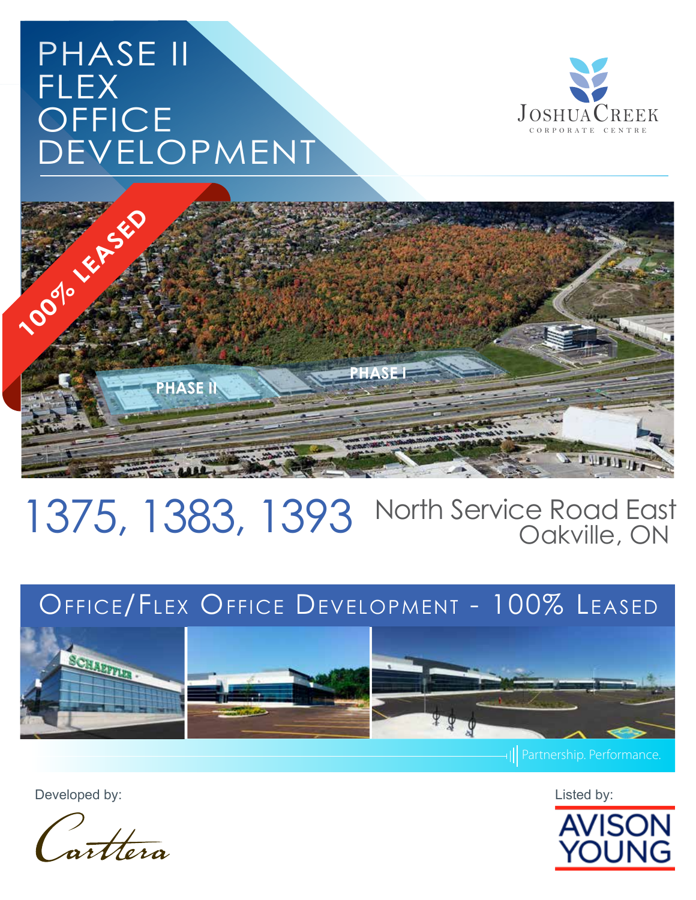# PHASE II FLEX OFFICE DEVELOPMENT

JOSHUA CREEK
CORPORATE CENTRE

100% LEASED

PHASE II

PHASE I

## 1375, 1383, 1393 North Service Road East Oakville, ON

## OFFICE/FLEX OFFICE DEVELOPMENT - 100% LEASED

Partnership. Performance.

Developed by:

Carttera

Listed by:

AVISON YOUNG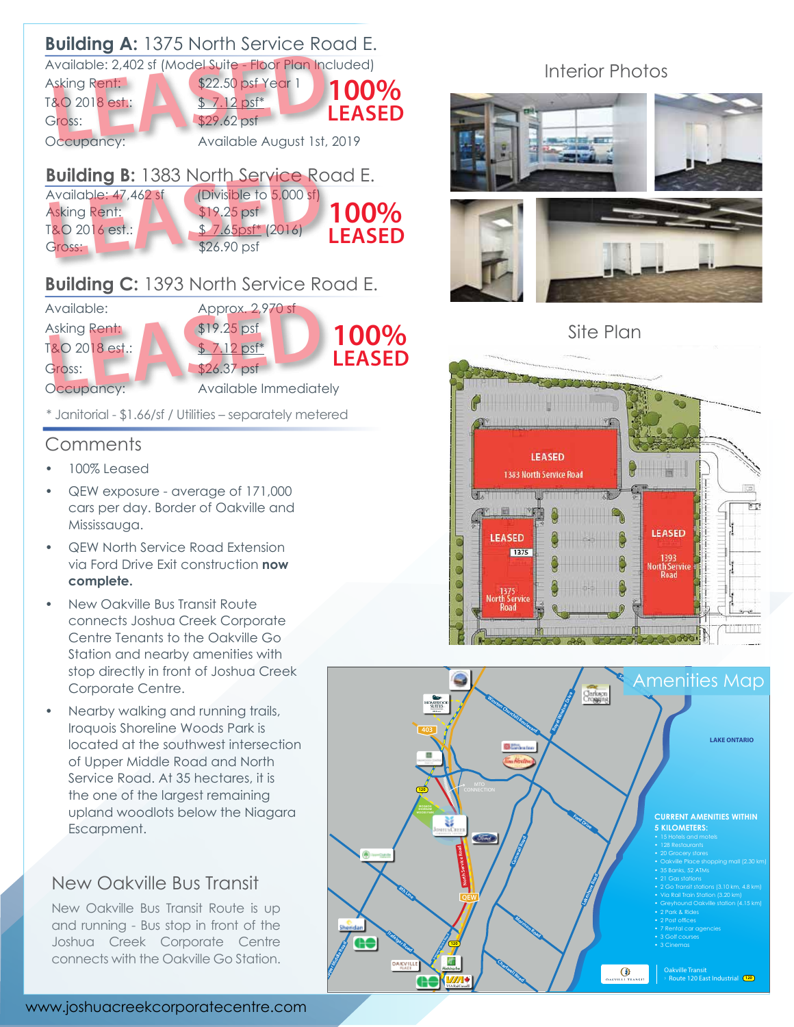## **Building A:** 1375 North Service Road E.

| | |
|---|---|
| Available: | 2,402 sf (Model Suite - Floor Plan Included) |
| Asking Rent: | $22.50 psf Year 1 |
| T&O 2018 est.: | $ 7.12 psf* |
| Gross: | $29.62 psf |
| Occupancy: | Available August 1st, 2019 |

LEASED — 100% LEASED

## **Building B:** 1383 North Service Road E.

| | |
|---|---|
| Available: 47,462 sf | (Divisible to 5,000 sf) |
| Asking Rent: | $19.25 psf |
| T&O 2016 est.: | $ 7.65psf* (2016) |
| Gross: | $26.90 psf |

LEASED — 100% LEASED

## **Building C:** 1393 North Service Road E.

| | |
|---|---|
| Available: | Approx. 2,970 sf |
| Asking Rent: | $19.25 psf |
| T&O 2018 est.: | $ 7.12 psf* |
| Gross: | $26.37 psf |
| Occupancy: | Available Immediately |

LEASED — 100% LEASED

* Janitorial - $1.66/sf / Utilities – separately metered

## Comments

- 100% Leased
- QEW exposure - average of 171,000 cars per day. Border of Oakville and Mississauga.
- QEW North Service Road Extension via Ford Drive Exit construction **now complete.**
- New Oakville Bus Transit Route connects Joshua Creek Corporate Centre Tenants to the Oakville Go Station and nearby amenities with stop directly in front of Joshua Creek Corporate Centre.
- Nearby walking and running trails, Iroquois Shoreline Woods Park is located at the southwest intersection of Upper Middle Road and North Service Road. At 35 hectares, it is the one of the largest remaining upland woodlots below the Niagara Escarpment.

## New Oakville Bus Transit

New Oakville Bus Transit Route is up and running - Bus stop in front of Joshua Creek Corporate Centre connects with the Oakville Go Station.

## Interior Photos

## Site Plan

LEASED 1383 North Service Road

LEASED 1375 North Service Road

LEASED 1393 North Service Road

## Amenities Map

LAKE ONTARIO

**CURRENT AMENITIES WITHIN 5 KILOMETERS:**

- 15 Hotels and motels
- 128 Restaurants
- 20 Grocery stores
- Oakville Place shopping mall (2.30 km)
- 35 Banks, 52 ATMs
- 21 Gas stations
- 2 Go Transit stations (3.10 km, 4.8 km)
- Via Rail Train Station (3.20 km)
- Greyhound Oakville station (4.15 km)
- 2 Park & Rides
- 2 Post offices
- 7 Rental car agencies
- 3 Golf courses
- 3 Cinemas

Oakville Transit – Route 120 East Industrial

www.joshuacreekcorporatecentre.com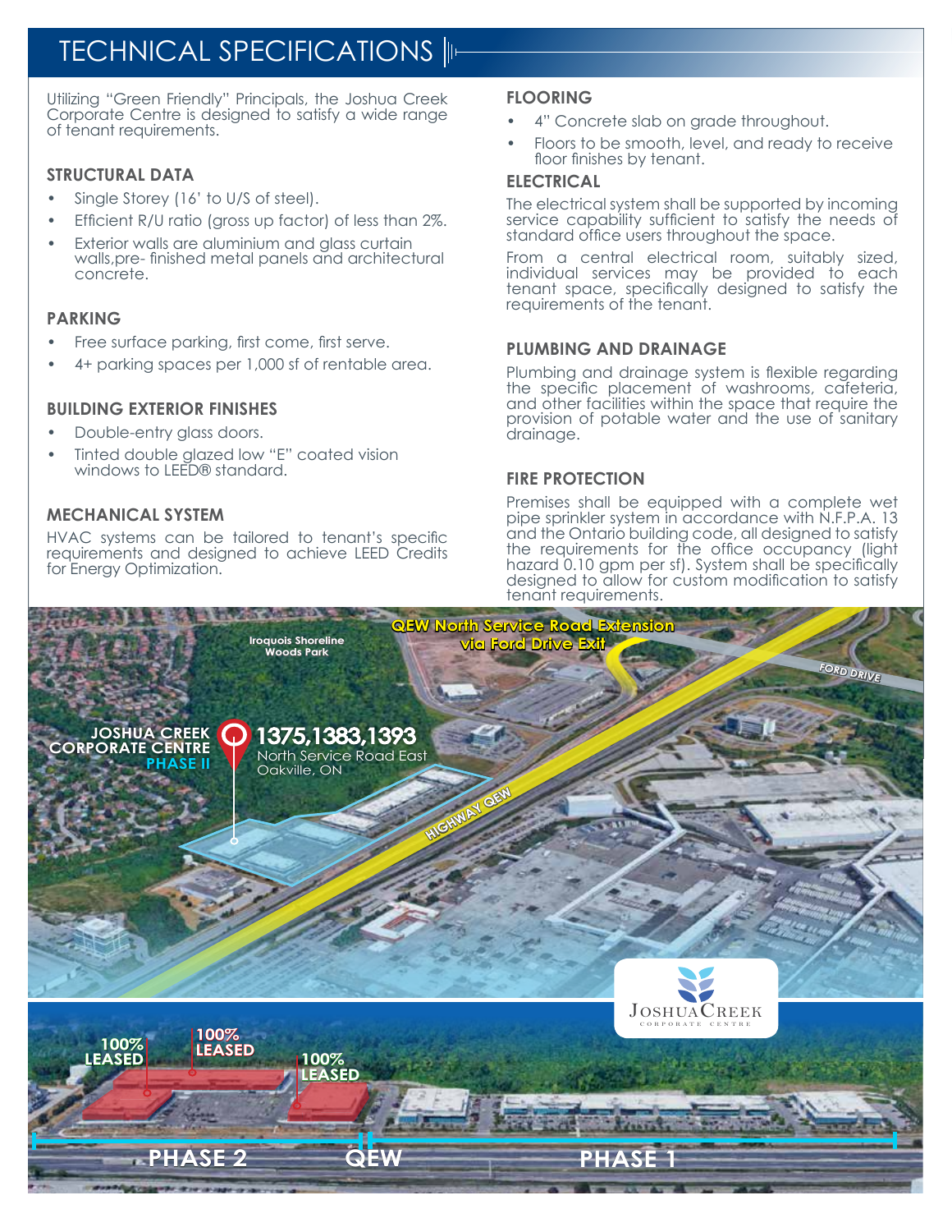# TECHNICAL SPECIFICATIONS

Utilizing "Green Friendly" Principals, the Joshua Creek Corporate Centre is designed to satisfy a wide range of tenant requirements.

### STRUCTURAL DATA

- Single Storey (16' to U/S of steel).
- Efficient R/U ratio (gross up factor) of less than 2%.
- Exterior walls are aluminium and glass curtain walls,pre- finished metal panels and architectural concrete.

### PARKING

- Free surface parking, first come, first serve.
- 4+ parking spaces per 1,000 sf of rentable area.

### BUILDING EXTERIOR FINISHES

- Double-entry glass doors.
- Tinted double glazed low "E" coated vision windows to LEED® standard.

### MECHANICAL SYSTEM

HVAC systems can be tailored to tenant's specific requirements and designed to achieve LEED Credits for Energy Optimization.

### FLOORING

- 4" Concrete slab on grade throughout.
- Floors to be smooth, level, and ready to receive floor finishes by tenant.

### ELECTRICAL

The electrical system shall be supported by incoming service capability sufficient to satisfy the needs of standard office users throughout the space.

From a central electrical room, suitably sized, individual services may be provided to each tenant space, specifically designed to satisfy the requirements of the tenant.

### PLUMBING AND DRAINAGE

Plumbing and drainage system is flexible regarding the specific placement of washrooms, cafeteria, and other facilities within the space that require the provision of potable water and the use of sanitary drainage.

### FIRE PROTECTION

Premises shall be equipped with a complete wet pipe sprinkler system in accordance with N.F.P.A. 13 and the Ontario building code, all designed to satisfy the requirements for the office occupancy (light hazard 0.10 gpm per sf). System shall be specifically designed to allow for custom modification to satisfy tenant requirements.

QEW North Service Road Extension via Ford Drive Exit

Iroquois Shoreline Woods Park

FORD DRIVE

JOSHUA CREEK CORPORATE CENTRE PHASE II

**1375,1383,1393**
North Service Road East
Oakville, ON

HIGHWAY QEW

JOSHUA CREEK CORPORATE CENTRE

100% LEASED

100% LEASED

100% LEASED

PHASE 2 | QEW | PHASE 1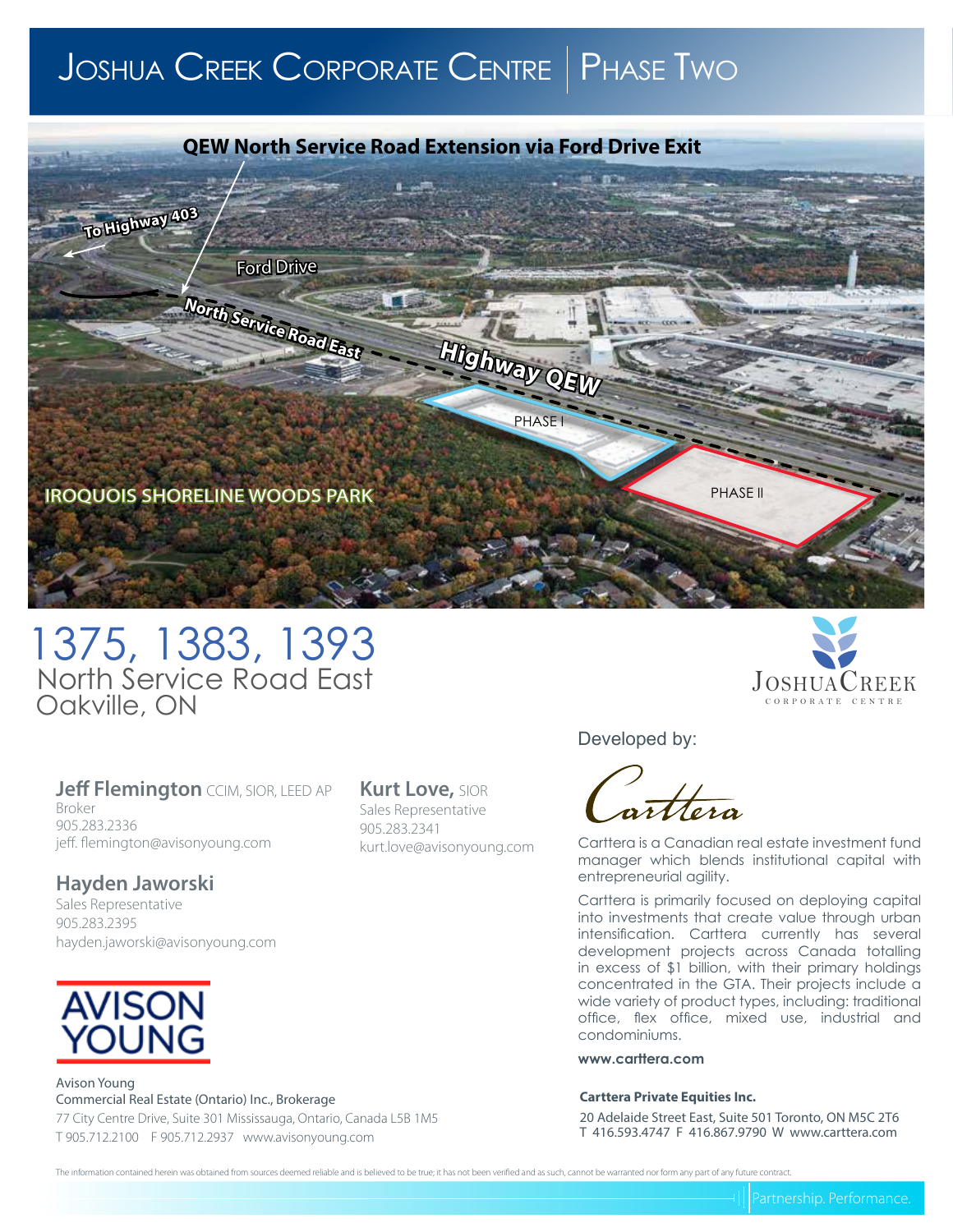# Joshua Creek Corporate Centre | Phase Two

QEW North Service Road Extension via Ford Drive Exit

To Highway 403

Ford Drive

North Service Road East

Highway QEW

PHASE I

PHASE II

IROQUOIS SHORELINE WOODS PARK

# 1375, 1383, 1393

## North Service Road East
## Oakville, ON

JoshuaCreek
CORPORATE CENTRE

**Jeff Flemington** CCIM, SIOR, LEED AP
Broker
905.283.2336
jeff. flemington@avisonyoung.com

**Kurt Love,** SIOR
Sales Representative
905.283.2341
kurt.love@avisonyoung.com

**Hayden Jaworski**
Sales Representative
905.283.2395
hayden.jaworski@avisonyoung.com

AVISON YOUNG

Avison Young
Commercial Real Estate (Ontario) Inc., Brokerage
77 City Centre Drive, Suite 301 Mississauga, Ontario, Canada L5B 1M5
T 905.712.2100 F 905.712.2937 www.avisonyoung.com

Developed by:

Carttera

Carttera is a Canadian real estate investment fund manager which blends institutional capital with entrepreneurial agility.

Carttera is primarily focused on deploying capital into investments that create value through urban intensification. Carttera currently has several development projects across Canada totalling in excess of $1 billion, with their primary holdings concentrated in the GTA. Their projects include a wide variety of product types, including: traditional office, flex office, mixed use, industrial and condominiums.

**www.carttera.com**

**Carttera Private Equities Inc.**
20 Adelaide Street East, Suite 501 Toronto, ON M5C 2T6
T 416.593.4747 F 416.867.9790 W www.carttera.com

The information contained herein was obtained from sources deemed reliable and is believed to be true; it has not been verified and as such, cannot be warranted nor form any part of any future contract.

Partnership. Performance.